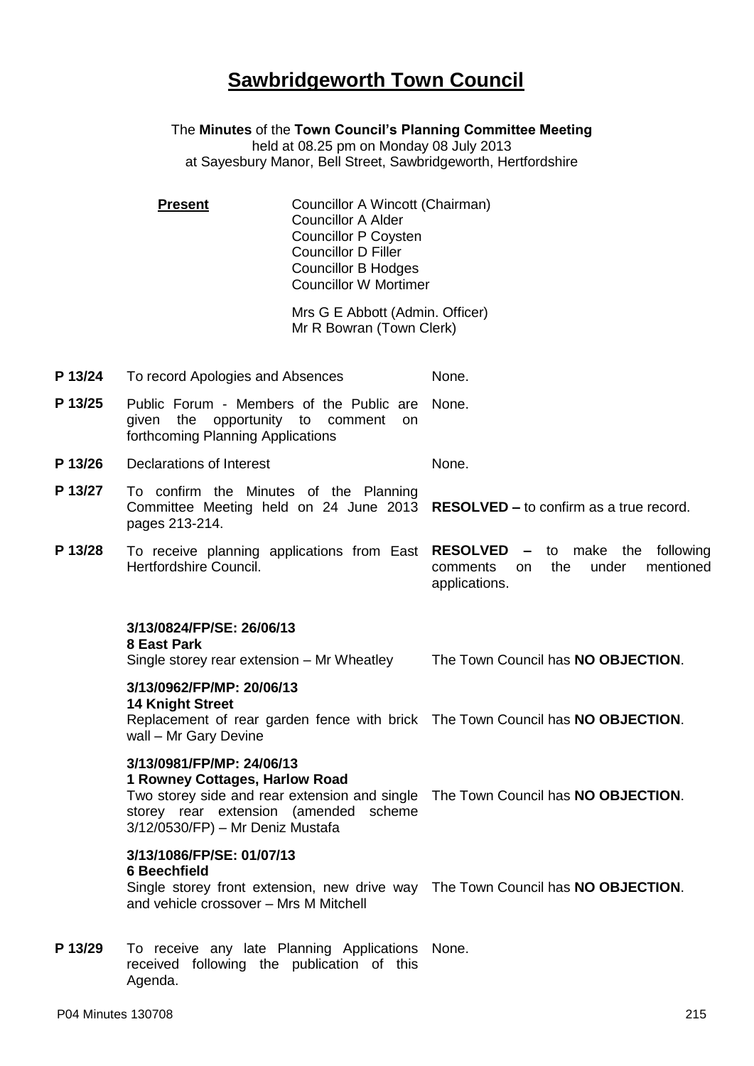# Sawbridgeworth Town Council

The **Minutes** of the **Town Council's Planning Committee Meeting**
held at 08.25 pm on Monday 08 July 2013
at Sayesbury Manor, Bell Street, Sawbridgeworth, Hertfordshire

**Present**

Councillor A Wincott (Chairman)
Councillor A Alder
Councillor P Coysten
Councillor D Filler
Councillor B Hodges
Councillor W Mortimer

Mrs G E Abbott (Admin. Officer)
Mr R Bowran (Town Clerk)

| | | |
|---|---|---|
| **P 13/24** | To record Apologies and Absences | None. |
| **P 13/25** | Public Forum - Members of the Public are given the opportunity to comment on forthcoming Planning Applications | None. |
| **P 13/26** | Declarations of Interest | None. |
| **P 13/27** | To confirm the Minutes of the Planning Committee Meeting held on 24 June 2013 pages 213-214. | **RESOLVED –** to confirm as a true record. |
| **P 13/28** | To receive planning applications from East Hertfordshire Council. | **RESOLVED –** to make the following comments on the under mentioned applications. |
| | **3/13/0824/FP/SE: 26/06/13**<br>**8 East Park**<br>Single storey rear extension – Mr Wheatley | The Town Council has **NO OBJECTION**. |
| | **3/13/0962/FP/MP: 20/06/13**<br>**14 Knight Street**<br>Replacement of rear garden fence with brick wall – Mr Gary Devine | The Town Council has **NO OBJECTION**. |
| | **3/13/0981/FP/MP: 24/06/13**<br>**1 Rowney Cottages, Harlow Road**<br>Two storey side and rear extension and single storey rear extension (amended scheme 3/12/0530/FP) – Mr Deniz Mustafa | The Town Council has **NO OBJECTION**. |
| | **3/13/1086/FP/SE: 01/07/13**<br>**6 Beechfield**<br>Single storey front extension, new drive way and vehicle crossover – Mrs M Mitchell | The Town Council has **NO OBJECTION**. |
| **P 13/29** | To receive any late Planning Applications received following the publication of this Agenda. | None. |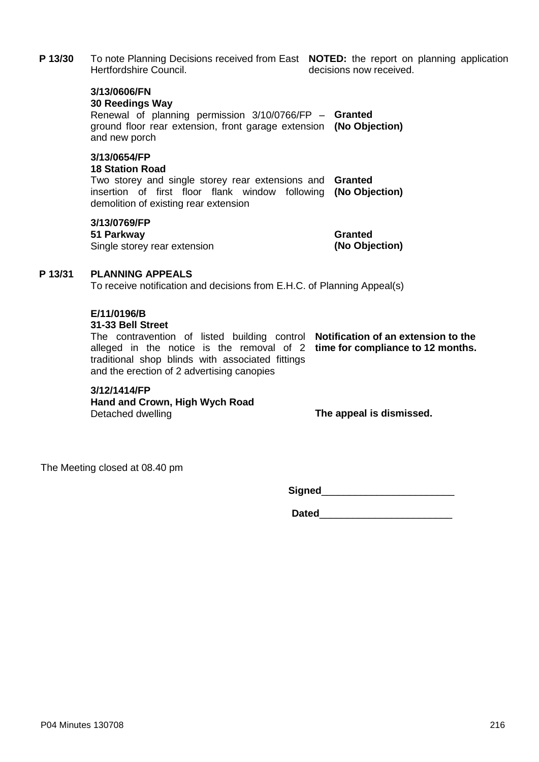**P 13/30** To note Planning Decisions received from East Hertfordshire Council.

**NOTED:** the report on planning application decisions now received.

| | |
|---|---|
| **3/13/0606/FN**<br>**30 Reedings Way**<br>Renewal of planning permission 3/10/0766/FP – ground floor rear extension, front garage extension and new porch | **Granted**<br>**(No Objection)** |
| **3/13/0654/FP**<br>**18 Station Road**<br>Two storey and single storey rear extensions and insertion of first floor flank window following demolition of existing rear extension | **Granted**<br>**(No Objection)** |
| **3/13/0769/FP**<br>**51 Parkway**<br>Single storey rear extension | **Granted**<br>**(No Objection)** |

**P 13/31 PLANNING APPEALS**

To receive notification and decisions from E.H.C. of Planning Appeal(s)

| | |
|---|---|
| **E/11/0196/B**<br>**31-33 Bell Street**<br>The contravention of listed building control alleged in the notice is the removal of 2 traditional shop blinds with associated fittings and the erection of 2 advertising canopies | **Notification of an extension to the time for compliance to 12 months.** |
| **3/12/1414/FP**<br>**Hand and Crown, High Wych Road**<br>Detached dwelling | **The appeal is dismissed.** |

The Meeting closed at 08.40 pm

**Signed**________________________

**Dated**________________________

P04 Minutes 130708